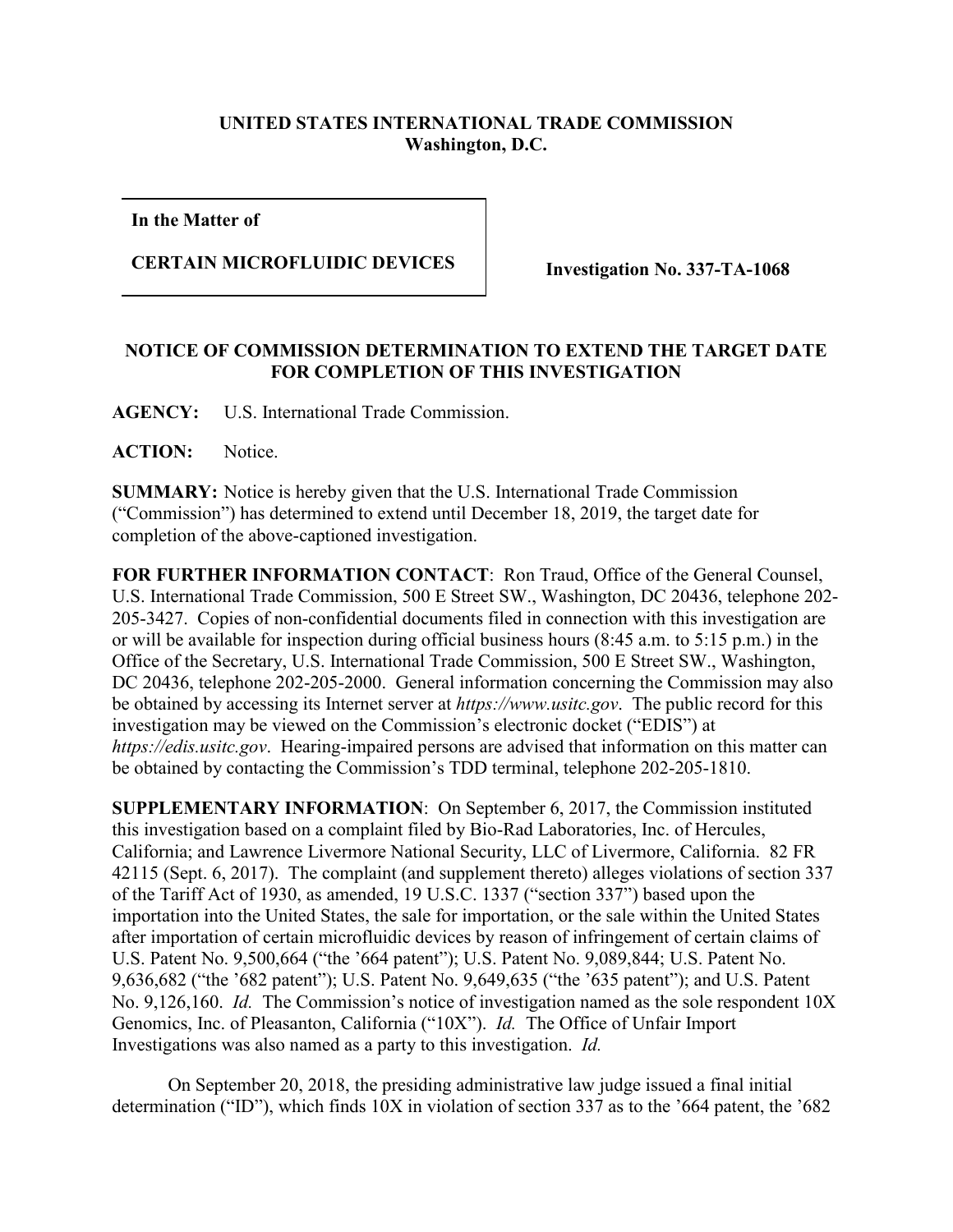**UNITED STATES INTERNATIONAL TRADE COMMISSION**
**Washington, D.C.**

**In the Matter of**

**CERTAIN MICROFLUIDIC DEVICES**

**Investigation No. 337-TA-1068**

**NOTICE OF COMMISSION DETERMINATION TO EXTEND THE TARGET DATE FOR COMPLETION OF THIS INVESTIGATION**

**AGENCY:** U.S. International Trade Commission.

**ACTION:** Notice.

**SUMMARY:** Notice is hereby given that the U.S. International Trade Commission ("Commission") has determined to extend until December 18, 2019, the target date for completion of the above-captioned investigation.

**FOR FURTHER INFORMATION CONTACT**: Ron Traud, Office of the General Counsel, U.S. International Trade Commission, 500 E Street SW., Washington, DC 20436, telephone 202-205-3427. Copies of non-confidential documents filed in connection with this investigation are or will be available for inspection during official business hours (8:45 a.m. to 5:15 p.m.) in the Office of the Secretary, U.S. International Trade Commission, 500 E Street SW., Washington, DC 20436, telephone 202-205-2000. General information concerning the Commission may also be obtained by accessing its Internet server at *https://www.usitc.gov*. The public record for this investigation may be viewed on the Commission's electronic docket ("EDIS") at *https://edis.usitc.gov*. Hearing-impaired persons are advised that information on this matter can be obtained by contacting the Commission's TDD terminal, telephone 202-205-1810.

**SUPPLEMENTARY INFORMATION**: On September 6, 2017, the Commission instituted this investigation based on a complaint filed by Bio-Rad Laboratories, Inc. of Hercules, California; and Lawrence Livermore National Security, LLC of Livermore, California. 82 FR 42115 (Sept. 6, 2017). The complaint (and supplement thereto) alleges violations of section 337 of the Tariff Act of 1930, as amended, 19 U.S.C. 1337 ("section 337") based upon the importation into the United States, the sale for importation, or the sale within the United States after importation of certain microfluidic devices by reason of infringement of certain claims of U.S. Patent No. 9,500,664 ("the '664 patent"); U.S. Patent No. 9,089,844; U.S. Patent No. 9,636,682 ("the '682 patent"); U.S. Patent No. 9,649,635 ("the '635 patent"); and U.S. Patent No. 9,126,160. *Id.* The Commission's notice of investigation named as the sole respondent 10X Genomics, Inc. of Pleasanton, California ("10X"). *Id.* The Office of Unfair Import Investigations was also named as a party to this investigation. *Id.*

On September 20, 2018, the presiding administrative law judge issued a final initial determination ("ID"), which finds 10X in violation of section 337 as to the '664 patent, the '682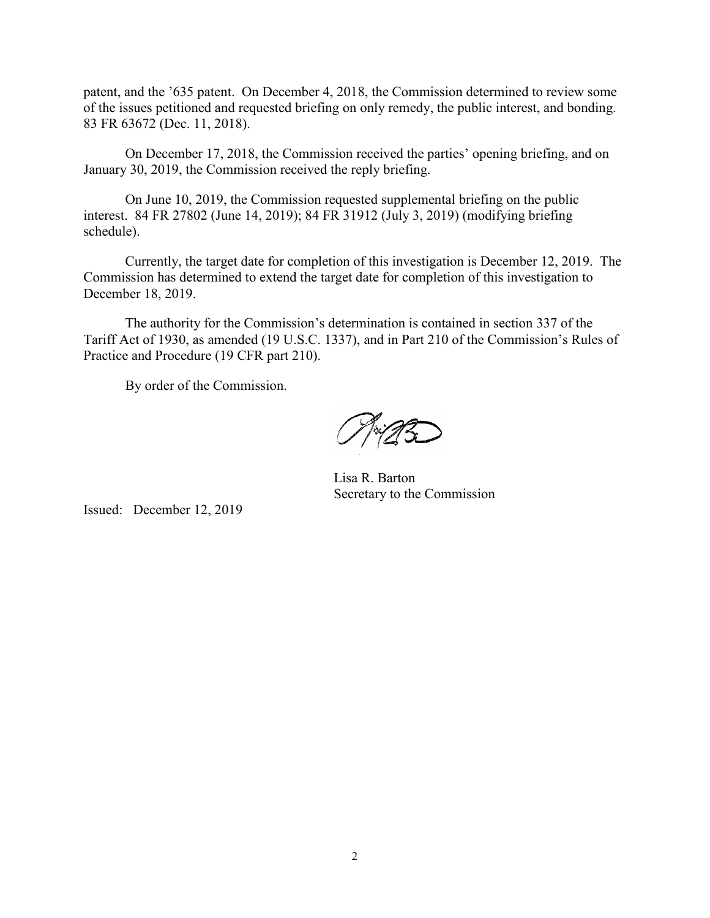patent, and the '635 patent. On December 4, 2018, the Commission determined to review some of the issues petitioned and requested briefing on only remedy, the public interest, and bonding. 83 FR 63672 (Dec. 11, 2018).

On December 17, 2018, the Commission received the parties' opening briefing, and on January 30, 2019, the Commission received the reply briefing.

On June 10, 2019, the Commission requested supplemental briefing on the public interest. 84 FR 27802 (June 14, 2019); 84 FR 31912 (July 3, 2019) (modifying briefing schedule).

Currently, the target date for completion of this investigation is December 12, 2019. The Commission has determined to extend the target date for completion of this investigation to December 18, 2019.

The authority for the Commission's determination is contained in section 337 of the Tariff Act of 1930, as amended (19 U.S.C. 1337), and in Part 210 of the Commission's Rules of Practice and Procedure (19 CFR part 210).

By order of the Commission.

Lisa R. Barton
Secretary to the Commission

Issued: December 12, 2019